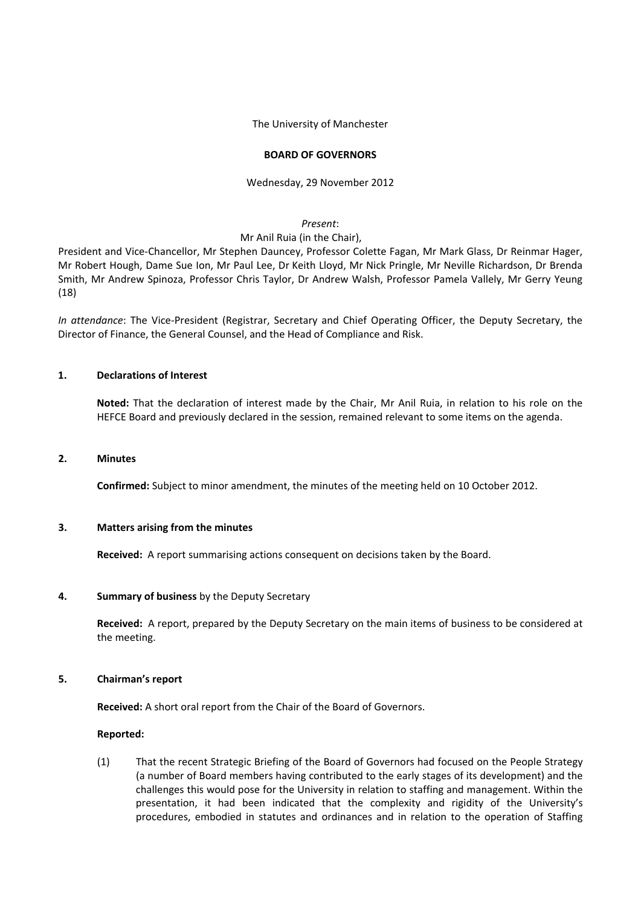The University of Manchester

**BOARD OF GOVERNORS**

Wednesday, 29 November 2012

*Present*:
Mr Anil Ruia (in the Chair),
President and Vice-Chancellor, Mr Stephen Dauncey, Professor Colette Fagan, Mr Mark Glass, Dr Reinmar Hager, Mr Robert Hough, Dame Sue Ion, Mr Paul Lee, Dr Keith Lloyd, Mr Nick Pringle, Mr Neville Richardson, Dr Brenda Smith, Mr Andrew Spinoza, Professor Chris Taylor, Dr Andrew Walsh, Professor Pamela Vallely, Mr Gerry Yeung (18)

*In attendance*: The Vice-President (Registrar, Secretary and Chief Operating Officer, the Deputy Secretary, the Director of Finance, the General Counsel, and the Head of Compliance and Risk.

## 1. Declarations of Interest

**Noted:** That the declaration of interest made by the Chair, Mr Anil Ruia, in relation to his role on the HEFCE Board and previously declared in the session, remained relevant to some items on the agenda.

## 2. Minutes

**Confirmed:** Subject to minor amendment, the minutes of the meeting held on 10 October 2012.

## 3. Matters arising from the minutes

**Received:** A report summarising actions consequent on decisions taken by the Board.

## 4. Summary of business by the Deputy Secretary

**Received:** A report, prepared by the Deputy Secretary on the main items of business to be considered at the meeting.

## 5. Chairman's report

**Received:** A short oral report from the Chair of the Board of Governors.

**Reported:**

(1) That the recent Strategic Briefing of the Board of Governors had focused on the People Strategy (a number of Board members having contributed to the early stages of its development) and the challenges this would pose for the University in relation to staffing and management. Within the presentation, it had been indicated that the complexity and rigidity of the University's procedures, embodied in statutes and ordinances and in relation to the operation of Staffing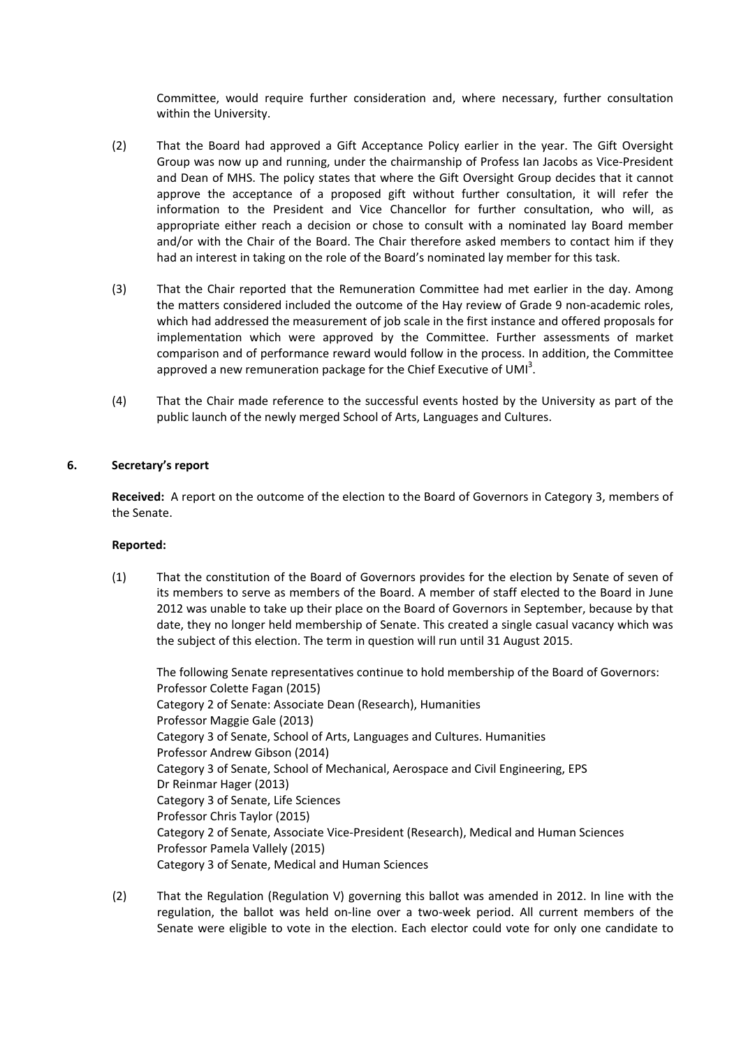Committee, would require further consideration and, where necessary, further consultation within the University.

(2) That the Board had approved a Gift Acceptance Policy earlier in the year. The Gift Oversight Group was now up and running, under the chairmanship of Profess Ian Jacobs as Vice-President and Dean of MHS. The policy states that where the Gift Oversight Group decides that it cannot approve the acceptance of a proposed gift without further consultation, it will refer the information to the President and Vice Chancellor for further consultation, who will, as appropriate either reach a decision or chose to consult with a nominated lay Board member and/or with the Chair of the Board. The Chair therefore asked members to contact him if they had an interest in taking on the role of the Board's nominated lay member for this task.

(3) That the Chair reported that the Remuneration Committee had met earlier in the day. Among the matters considered included the outcome of the Hay review of Grade 9 non-academic roles, which had addressed the measurement of job scale in the first instance and offered proposals for implementation which were approved by the Committee. Further assessments of market comparison and of performance reward would follow in the process. In addition, the Committee approved a new remuneration package for the Chief Executive of UMI[3].

(4) That the Chair made reference to the successful events hosted by the University as part of the public launch of the newly merged School of Arts, Languages and Cultures.

## 6. Secretary's report

**Received:** A report on the outcome of the election to the Board of Governors in Category 3, members of the Senate.

**Reported:**

(1) That the constitution of the Board of Governors provides for the election by Senate of seven of its members to serve as members of the Board. A member of staff elected to the Board in June 2012 was unable to take up their place on the Board of Governors in September, because by that date, they no longer held membership of Senate. This created a single casual vacancy which was the subject of this election. The term in question will run until 31 August 2015.

The following Senate representatives continue to hold membership of the Board of Governors:
Professor Colette Fagan (2015)
Category 2 of Senate: Associate Dean (Research), Humanities
Professor Maggie Gale (2013)
Category 3 of Senate, School of Arts, Languages and Cultures. Humanities
Professor Andrew Gibson (2014)
Category 3 of Senate, School of Mechanical, Aerospace and Civil Engineering, EPS
Dr Reinmar Hager (2013)
Category 3 of Senate, Life Sciences
Professor Chris Taylor (2015)
Category 2 of Senate, Associate Vice-President (Research), Medical and Human Sciences
Professor Pamela Vallely (2015)
Category 3 of Senate, Medical and Human Sciences

(2) That the Regulation (Regulation V) governing this ballot was amended in 2012. In line with the regulation, the ballot was held on-line over a two-week period. All current members of the Senate were eligible to vote in the election. Each elector could vote for only one candidate to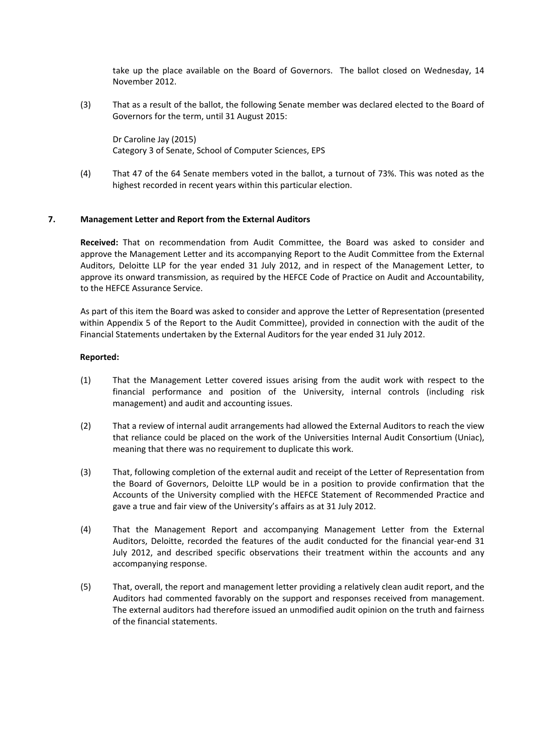take up the place available on the Board of Governors. The ballot closed on Wednesday, 14 November 2012.

(3) That as a result of the ballot, the following Senate member was declared elected to the Board of Governors for the term, until 31 August 2015:

Dr Caroline Jay (2015)
Category 3 of Senate, School of Computer Sciences, EPS

(4) That 47 of the 64 Senate members voted in the ballot, a turnout of 73%. This was noted as the highest recorded in recent years within this particular election.

## 7. Management Letter and Report from the External Auditors

**Received:** That on recommendation from Audit Committee, the Board was asked to consider and approve the Management Letter and its accompanying Report to the Audit Committee from the External Auditors, Deloitte LLP for the year ended 31 July 2012, and in respect of the Management Letter, to approve its onward transmission, as required by the HEFCE Code of Practice on Audit and Accountability, to the HEFCE Assurance Service.

As part of this item the Board was asked to consider and approve the Letter of Representation (presented within Appendix 5 of the Report to the Audit Committee), provided in connection with the audit of the Financial Statements undertaken by the External Auditors for the year ended 31 July 2012.

**Reported:**

(1) That the Management Letter covered issues arising from the audit work with respect to the financial performance and position of the University, internal controls (including risk management) and audit and accounting issues.

(2) That a review of internal audit arrangements had allowed the External Auditors to reach the view that reliance could be placed on the work of the Universities Internal Audit Consortium (Uniac), meaning that there was no requirement to duplicate this work.

(3) That, following completion of the external audit and receipt of the Letter of Representation from the Board of Governors, Deloitte LLP would be in a position to provide confirmation that the Accounts of the University complied with the HEFCE Statement of Recommended Practice and gave a true and fair view of the University's affairs as at 31 July 2012.

(4) That the Management Report and accompanying Management Letter from the External Auditors, Deloitte, recorded the features of the audit conducted for the financial year-end 31 July 2012, and described specific observations their treatment within the accounts and any accompanying response.

(5) That, overall, the report and management letter providing a relatively clean audit report, and the Auditors had commented favorably on the support and responses received from management. The external auditors had therefore issued an unmodified audit opinion on the truth and fairness of the financial statements.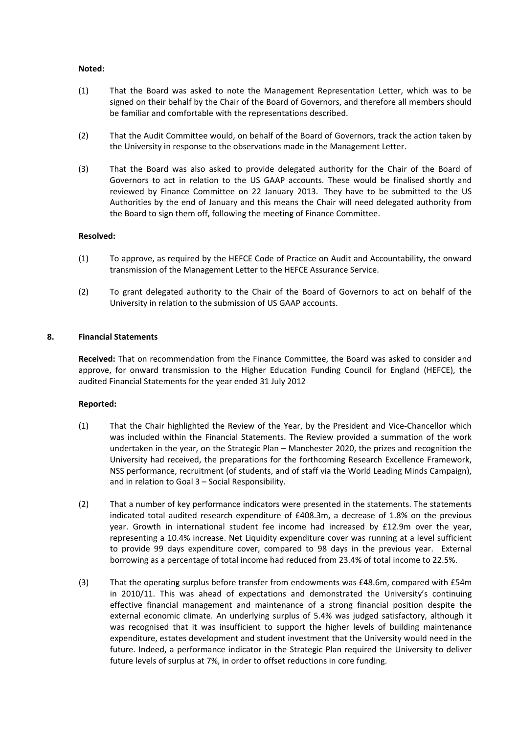**Noted:**

(1) That the Board was asked to note the Management Representation Letter, which was to be signed on their behalf by the Chair of the Board of Governors, and therefore all members should be familiar and comfortable with the representations described.

(2) That the Audit Committee would, on behalf of the Board of Governors, track the action taken by the University in response to the observations made in the Management Letter.

(3) That the Board was also asked to provide delegated authority for the Chair of the Board of Governors to act in relation to the US GAAP accounts. These would be finalised shortly and reviewed by Finance Committee on 22 January 2013. They have to be submitted to the US Authorities by the end of January and this means the Chair will need delegated authority from the Board to sign them off, following the meeting of Finance Committee.

**Resolved:**

(1) To approve, as required by the HEFCE Code of Practice on Audit and Accountability, the onward transmission of the Management Letter to the HEFCE Assurance Service.

(2) To grant delegated authority to the Chair of the Board of Governors to act on behalf of the University in relation to the submission of US GAAP accounts.

## 8. Financial Statements

**Received:** That on recommendation from the Finance Committee, the Board was asked to consider and approve, for onward transmission to the Higher Education Funding Council for England (HEFCE), the audited Financial Statements for the year ended 31 July 2012

**Reported:**

(1) That the Chair highlighted the Review of the Year, by the President and Vice-Chancellor which was included within the Financial Statements. The Review provided a summation of the work undertaken in the year, on the Strategic Plan – Manchester 2020, the prizes and recognition the University had received, the preparations for the forthcoming Research Excellence Framework, NSS performance, recruitment (of students, and of staff via the World Leading Minds Campaign), and in relation to Goal 3 – Social Responsibility.

(2) That a number of key performance indicators were presented in the statements. The statements indicated total audited research expenditure of £408.3m, a decrease of 1.8% on the previous year. Growth in international student fee income had increased by £12.9m over the year, representing a 10.4% increase. Net Liquidity expenditure cover was running at a level sufficient to provide 99 days expenditure cover, compared to 98 days in the previous year. External borrowing as a percentage of total income had reduced from 23.4% of total income to 22.5%.

(3) That the operating surplus before transfer from endowments was £48.6m, compared with £54m in 2010/11. This was ahead of expectations and demonstrated the University's continuing effective financial management and maintenance of a strong financial position despite the external economic climate. An underlying surplus of 5.4% was judged satisfactory, although it was recognised that it was insufficient to support the higher levels of building maintenance expenditure, estates development and student investment that the University would need in the future. Indeed, a performance indicator in the Strategic Plan required the University to deliver future levels of surplus at 7%, in order to offset reductions in core funding.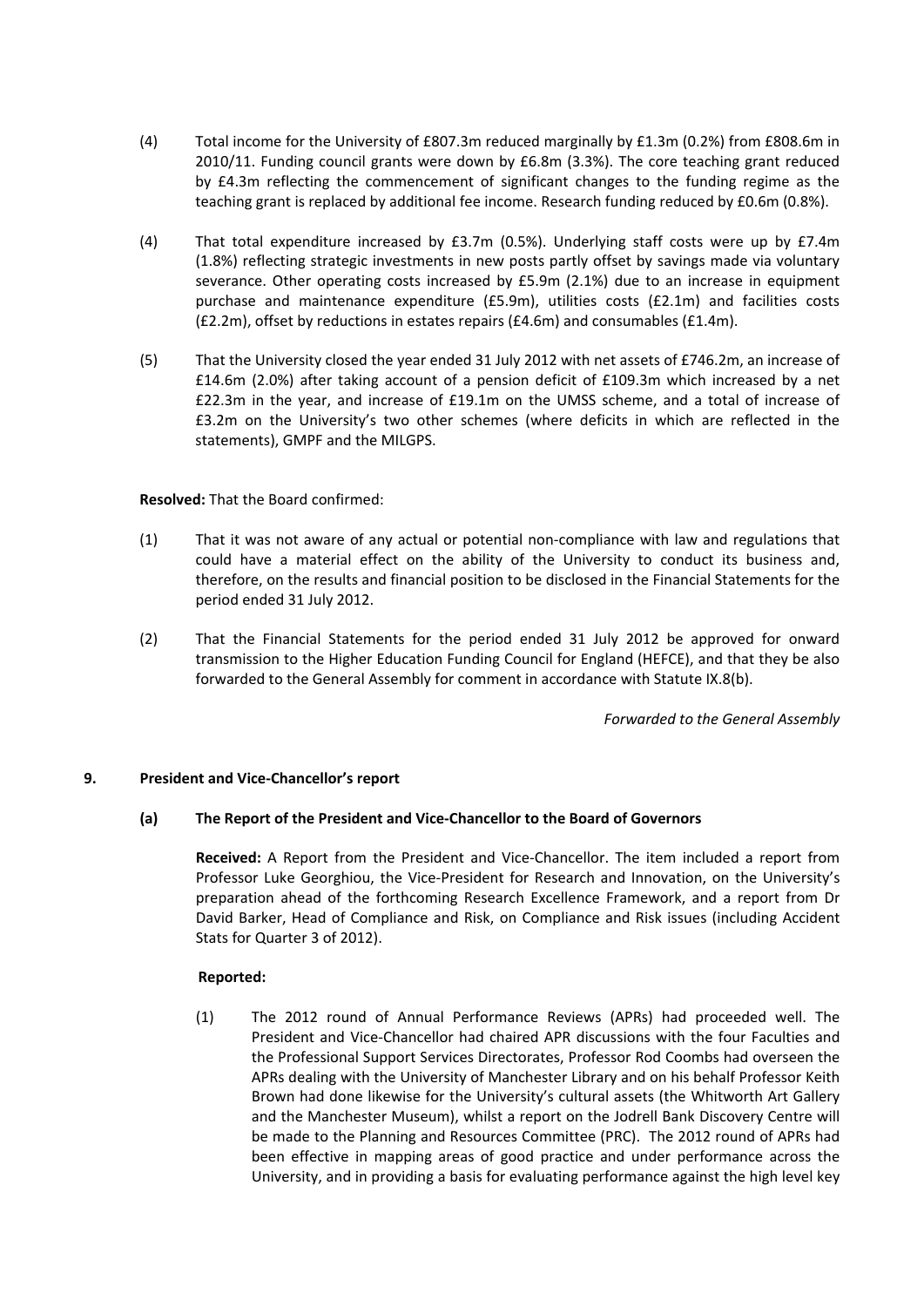(4) Total income for the University of £807.3m reduced marginally by £1.3m (0.2%) from £808.6m in 2010/11. Funding council grants were down by £6.8m (3.3%). The core teaching grant reduced by £4.3m reflecting the commencement of significant changes to the funding regime as the teaching grant is replaced by additional fee income. Research funding reduced by £0.6m (0.8%).

(4) That total expenditure increased by £3.7m (0.5%). Underlying staff costs were up by £7.4m (1.8%) reflecting strategic investments in new posts partly offset by savings made via voluntary severance. Other operating costs increased by £5.9m (2.1%) due to an increase in equipment purchase and maintenance expenditure (£5.9m), utilities costs (£2.1m) and facilities costs (£2.2m), offset by reductions in estates repairs (£4.6m) and consumables (£1.4m).

(5) That the University closed the year ended 31 July 2012 with net assets of £746.2m, an increase of £14.6m (2.0%) after taking account of a pension deficit of £109.3m which increased by a net £22.3m in the year, and increase of £19.1m on the UMSS scheme, and a total of increase of £3.2m on the University's two other schemes (where deficits in which are reflected in the statements), GMPF and the MILGPS.

**Resolved:** That the Board confirmed:

(1) That it was not aware of any actual or potential non-compliance with law and regulations that could have a material effect on the ability of the University to conduct its business and, therefore, on the results and financial position to be disclosed in the Financial Statements for the period ended 31 July 2012.

(2) That the Financial Statements for the period ended 31 July 2012 be approved for onward transmission to the Higher Education Funding Council for England (HEFCE), and that they be also forwarded to the General Assembly for comment in accordance with Statute IX.8(b).

*Forwarded to the General Assembly*

## 9. President and Vice-Chancellor's report

### (a) The Report of the President and Vice-Chancellor to the Board of Governors

**Received:** A Report from the President and Vice-Chancellor. The item included a report from Professor Luke Georghiou, the Vice-President for Research and Innovation, on the University's preparation ahead of the forthcoming Research Excellence Framework, and a report from Dr David Barker, Head of Compliance and Risk, on Compliance and Risk issues (including Accident Stats for Quarter 3 of 2012).

**Reported:**

(1) The 2012 round of Annual Performance Reviews (APRs) had proceeded well. The President and Vice-Chancellor had chaired APR discussions with the four Faculties and the Professional Support Services Directorates, Professor Rod Coombs had overseen the APRs dealing with the University of Manchester Library and on his behalf Professor Keith Brown had done likewise for the University's cultural assets (the Whitworth Art Gallery and the Manchester Museum), whilst a report on the Jodrell Bank Discovery Centre will be made to the Planning and Resources Committee (PRC). The 2012 round of APRs had been effective in mapping areas of good practice and under performance across the University, and in providing a basis for evaluating performance against the high level key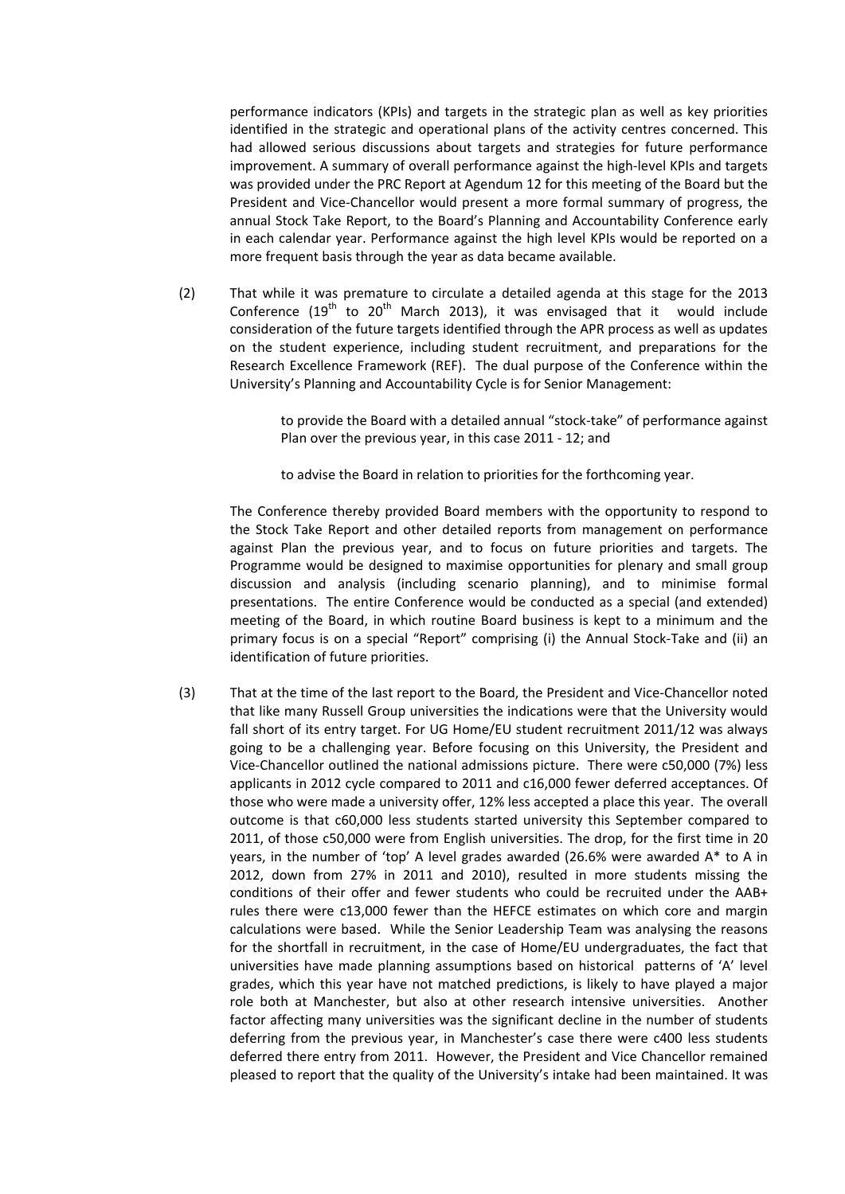performance indicators (KPIs) and targets in the strategic plan as well as key priorities identified in the strategic and operational plans of the activity centres concerned. This had allowed serious discussions about targets and strategies for future performance improvement. A summary of overall performance against the high-level KPIs and targets was provided under the PRC Report at Agendum 12 for this meeting of the Board but the President and Vice-Chancellor would present a more formal summary of progress, the annual Stock Take Report, to the Board's Planning and Accountability Conference early in each calendar year. Performance against the high level KPIs would be reported on a more frequent basis through the year as data became available.

(2) That while it was premature to circulate a detailed agenda at this stage for the 2013 Conference (19th to 20th March 2013), it was envisaged that it would include consideration of the future targets identified through the APR process as well as updates on the student experience, including student recruitment, and preparations for the Research Excellence Framework (REF). The dual purpose of the Conference within the University's Planning and Accountability Cycle is for Senior Management:

> to provide the Board with a detailed annual "stock-take" of performance against Plan over the previous year, in this case 2011 - 12; and
>
> to advise the Board in relation to priorities for the forthcoming year.

The Conference thereby provided Board members with the opportunity to respond to the Stock Take Report and other detailed reports from management on performance against Plan the previous year, and to focus on future priorities and targets. The Programme would be designed to maximise opportunities for plenary and small group discussion and analysis (including scenario planning), and to minimise formal presentations. The entire Conference would be conducted as a special (and extended) meeting of the Board, in which routine Board business is kept to a minimum and the primary focus is on a special "Report" comprising (i) the Annual Stock-Take and (ii) an identification of future priorities.

(3) That at the time of the last report to the Board, the President and Vice-Chancellor noted that like many Russell Group universities the indications were that the University would fall short of its entry target. For UG Home/EU student recruitment 2011/12 was always going to be a challenging year. Before focusing on this University, the President and Vice-Chancellor outlined the national admissions picture. There were c50,000 (7%) less applicants in 2012 cycle compared to 2011 and c16,000 fewer deferred acceptances. Of those who were made a university offer, 12% less accepted a place this year. The overall outcome is that c60,000 less students started university this September compared to 2011, of those c50,000 were from English universities. The drop, for the first time in 20 years, in the number of 'top' A level grades awarded (26.6% were awarded A* to A in 2012, down from 27% in 2011 and 2010), resulted in more students missing the conditions of their offer and fewer students who could be recruited under the AAB+ rules there were c13,000 fewer than the HEFCE estimates on which core and margin calculations were based. While the Senior Leadership Team was analysing the reasons for the shortfall in recruitment, in the case of Home/EU undergraduates, the fact that universities have made planning assumptions based on historical patterns of 'A' level grades, which this year have not matched predictions, is likely to have played a major role both at Manchester, but also at other research intensive universities. Another factor affecting many universities was the significant decline in the number of students deferring from the previous year, in Manchester's case there were c400 less students deferred there entry from 2011. However, the President and Vice Chancellor remained pleased to report that the quality of the University's intake had been maintained. It was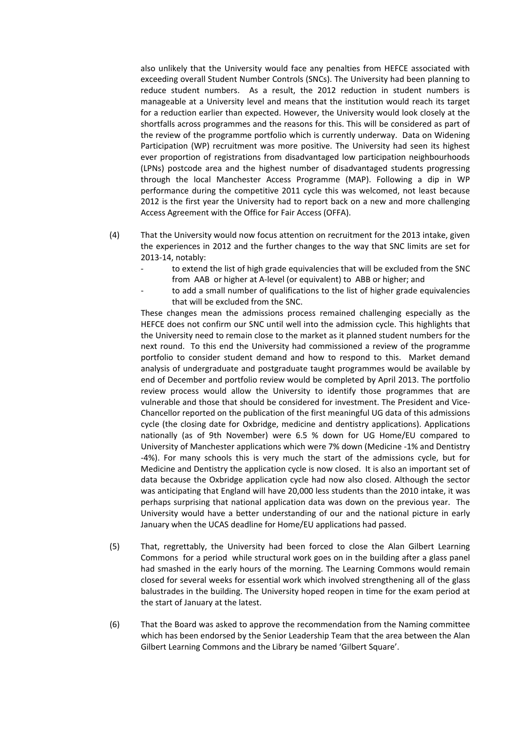also unlikely that the University would face any penalties from HEFCE associated with exceeding overall Student Number Controls (SNCs). The University had been planning to reduce student numbers. As a result, the 2012 reduction in student numbers is manageable at a University level and means that the institution would reach its target for a reduction earlier than expected. However, the University would look closely at the shortfalls across programmes and the reasons for this. This will be considered as part of the review of the programme portfolio which is currently underway. Data on Widening Participation (WP) recruitment was more positive. The University had seen its highest ever proportion of registrations from disadvantaged low participation neighbourhoods (LPNs) postcode area and the highest number of disadvantaged students progressing through the local Manchester Access Programme (MAP). Following a dip in WP performance during the competitive 2011 cycle this was welcomed, not least because 2012 is the first year the University had to report back on a new and more challenging Access Agreement with the Office for Fair Access (OFFA).

(4) That the University would now focus attention on recruitment for the 2013 intake, given the experiences in 2012 and the further changes to the way that SNC limits are set for 2013-14, notably:

- to extend the list of high grade equivalencies that will be excluded from the SNC from AAB or higher at A-level (or equivalent) to ABB or higher; and
- to add a small number of qualifications to the list of higher grade equivalencies that will be excluded from the SNC.

These changes mean the admissions process remained challenging especially as the HEFCE does not confirm our SNC until well into the admission cycle. This highlights that the University need to remain close to the market as it planned student numbers for the next round. To this end the University had commissioned a review of the programme portfolio to consider student demand and how to respond to this. Market demand analysis of undergraduate and postgraduate taught programmes would be available by end of December and portfolio review would be completed by April 2013. The portfolio review process would allow the University to identify those programmes that are vulnerable and those that should be considered for investment. The President and Vice-Chancellor reported on the publication of the first meaningful UG data of this admissions cycle (the closing date for Oxbridge, medicine and dentistry applications). Applications nationally (as of 9th November) were 6.5 % down for UG Home/EU compared to University of Manchester applications which were 7% down (Medicine -1% and Dentistry -4%). For many schools this is very much the start of the admissions cycle, but for Medicine and Dentistry the application cycle is now closed. It is also an important set of data because the Oxbridge application cycle had now also closed. Although the sector was anticipating that England will have 20,000 less students than the 2010 intake, it was perhaps surprising that national application data was down on the previous year. The University would have a better understanding of our and the national picture in early January when the UCAS deadline for Home/EU applications had passed.

(5) That, regrettably, the University had been forced to close the Alan Gilbert Learning Commons for a period while structural work goes on in the building after a glass panel had smashed in the early hours of the morning. The Learning Commons would remain closed for several weeks for essential work which involved strengthening all of the glass balustrades in the building. The University hoped reopen in time for the exam period at the start of January at the latest.

(6) That the Board was asked to approve the recommendation from the Naming committee which has been endorsed by the Senior Leadership Team that the area between the Alan Gilbert Learning Commons and the Library be named 'Gilbert Square'.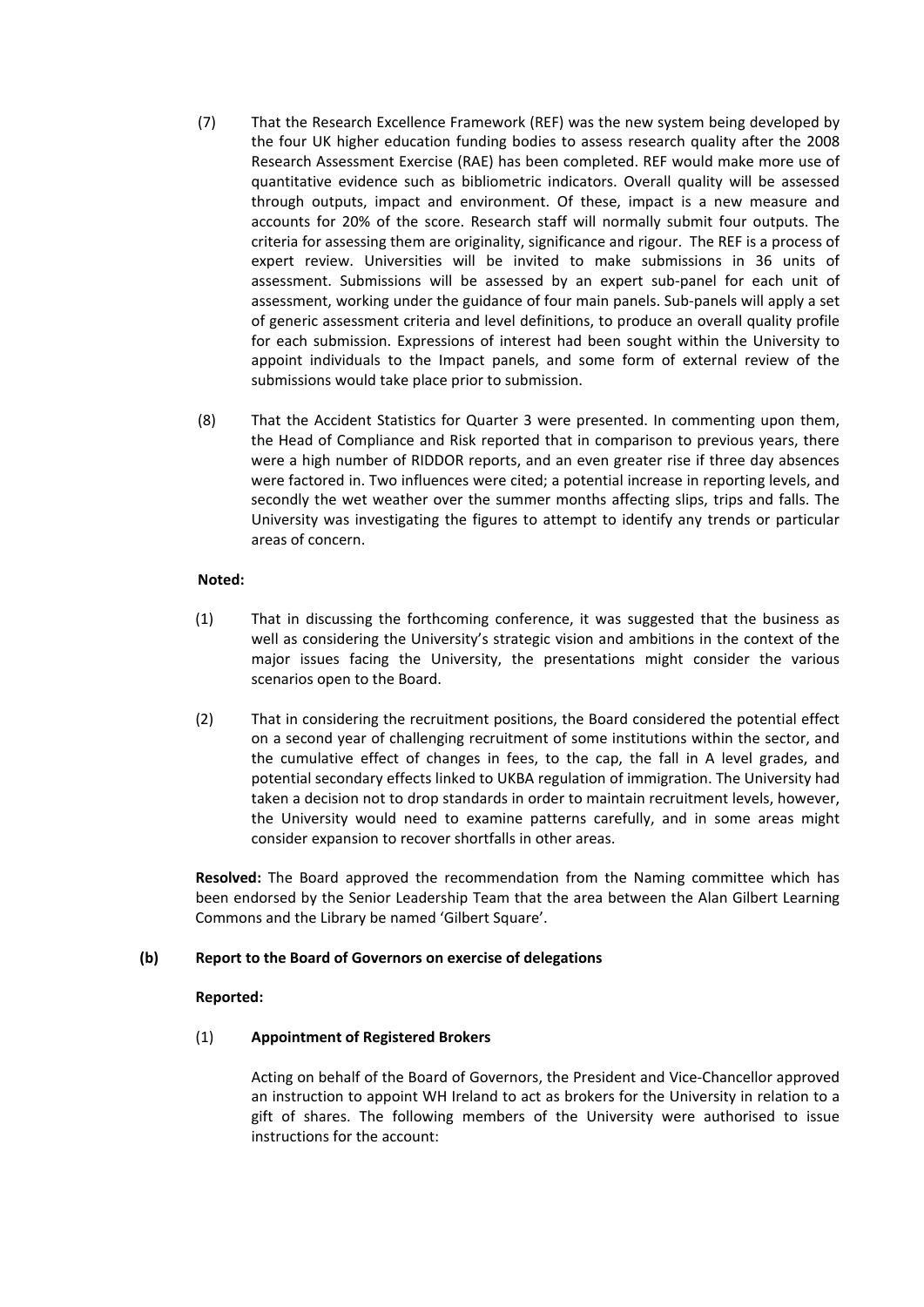(7) That the Research Excellence Framework (REF) was the new system being developed by the four UK higher education funding bodies to assess research quality after the 2008 Research Assessment Exercise (RAE) has been completed. REF would make more use of quantitative evidence such as bibliometric indicators. Overall quality will be assessed through outputs, impact and environment. Of these, impact is a new measure and accounts for 20% of the score. Research staff will normally submit four outputs. The criteria for assessing them are originality, significance and rigour. The REF is a process of expert review. Universities will be invited to make submissions in 36 units of assessment. Submissions will be assessed by an expert sub-panel for each unit of assessment, working under the guidance of four main panels. Sub-panels will apply a set of generic assessment criteria and level definitions, to produce an overall quality profile for each submission. Expressions of interest had been sought within the University to appoint individuals to the Impact panels, and some form of external review of the submissions would take place prior to submission.

(8) That the Accident Statistics for Quarter 3 were presented. In commenting upon them, the Head of Compliance and Risk reported that in comparison to previous years, there were a high number of RIDDOR reports, and an even greater rise if three day absences were factored in. Two influences were cited; a potential increase in reporting levels, and secondly the wet weather over the summer months affecting slips, trips and falls. The University was investigating the figures to attempt to identify any trends or particular areas of concern.

**Noted:**

(1) That in discussing the forthcoming conference, it was suggested that the business as well as considering the University's strategic vision and ambitions in the context of the major issues facing the University, the presentations might consider the various scenarios open to the Board.

(2) That in considering the recruitment positions, the Board considered the potential effect on a second year of challenging recruitment of some institutions within the sector, and the cumulative effect of changes in fees, to the cap, the fall in A level grades, and potential secondary effects linked to UKBA regulation of immigration. The University had taken a decision not to drop standards in order to maintain recruitment levels, however, the University would need to examine patterns carefully, and in some areas might consider expansion to recover shortfalls in other areas.

**Resolved:** The Board approved the recommendation from the Naming committee which has been endorsed by the Senior Leadership Team that the area between the Alan Gilbert Learning Commons and the Library be named 'Gilbert Square'.

**(b) Report to the Board of Governors on exercise of delegations**

**Reported:**

(1) **Appointment of Registered Brokers**

Acting on behalf of the Board of Governors, the President and Vice-Chancellor approved an instruction to appoint WH Ireland to act as brokers for the University in relation to a gift of shares. The following members of the University were authorised to issue instructions for the account: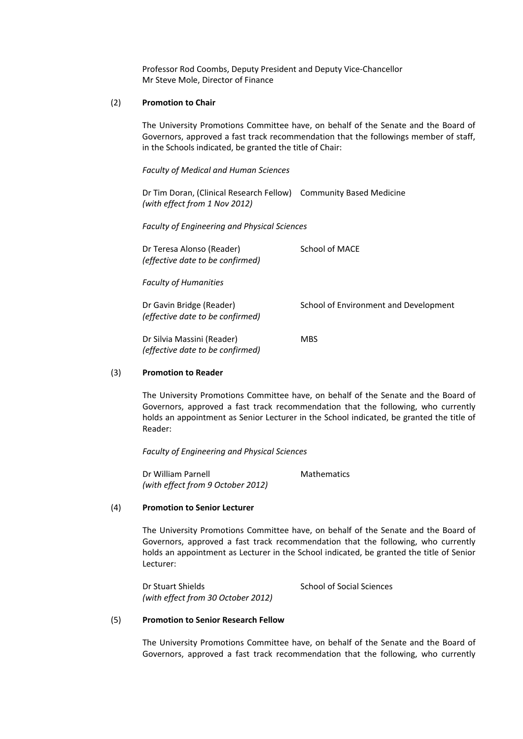Professor Rod Coombs, Deputy President and Deputy Vice-Chancellor
Mr Steve Mole, Director of Finance

(2) **Promotion to Chair**

The University Promotions Committee have, on behalf of the Senate and the Board of Governors, approved a fast track recommendation that the followings member of staff, in the Schools indicated, be granted the title of Chair:

*Faculty of Medical and Human Sciences*

Dr Tim Doran, (Clinical Research Fellow) Community Based Medicine
*(with effect from 1 Nov 2012)*

*Faculty of Engineering and Physical Sciences*

Dr Teresa Alonso (Reader) School of MACE
*(effective date to be confirmed)*

*Faculty of Humanities*

Dr Gavin Bridge (Reader) School of Environment and Development
*(effective date to be confirmed)*

Dr Silvia Massini (Reader) MBS
*(effective date to be confirmed)*

(3) **Promotion to Reader**

The University Promotions Committee have, on behalf of the Senate and the Board of Governors, approved a fast track recommendation that the following, who currently holds an appointment as Senior Lecturer in the School indicated, be granted the title of Reader:

*Faculty of Engineering and Physical Sciences*

Dr William Parnell Mathematics
*(with effect from 9 October 2012)*

(4) **Promotion to Senior Lecturer**

The University Promotions Committee have, on behalf of the Senate and the Board of Governors, approved a fast track recommendation that the following, who currently holds an appointment as Lecturer in the School indicated, be granted the title of Senior Lecturer:

Dr Stuart Shields School of Social Sciences
*(with effect from 30 October 2012)*

(5) **Promotion to Senior Research Fellow**

The University Promotions Committee have, on behalf of the Senate and the Board of Governors, approved a fast track recommendation that the following, who currently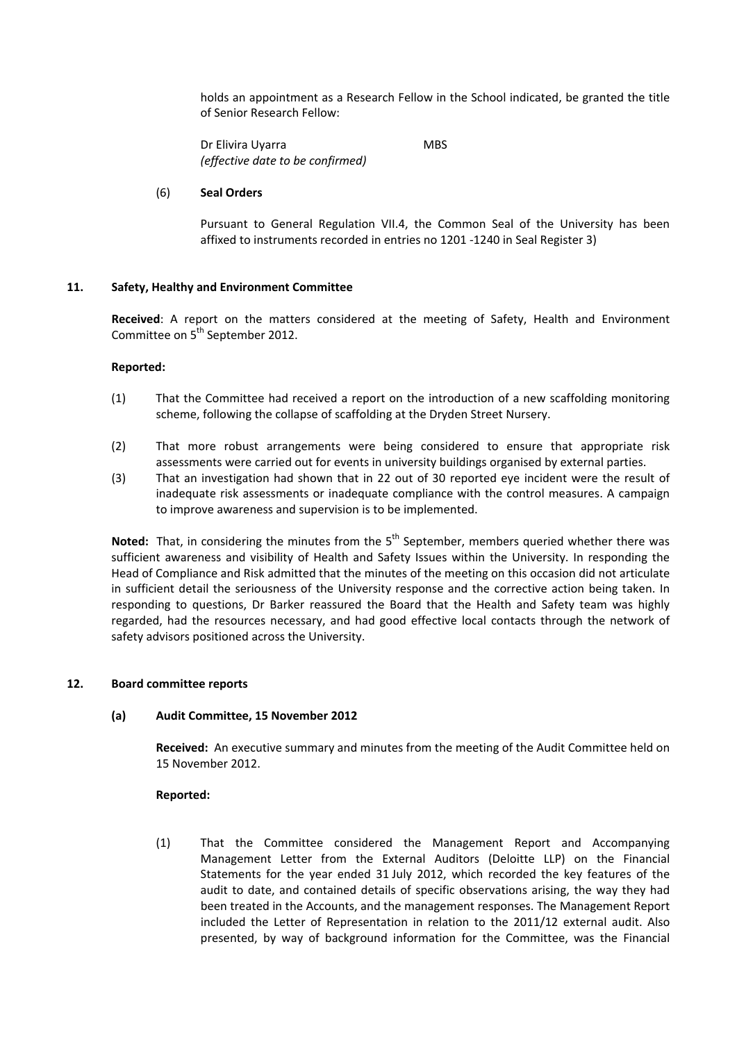holds an appointment as a Research Fellow in the School indicated, be granted the title of Senior Research Fellow:

Dr Elivira Uyarra MBS
*(effective date to be confirmed)*

(6) **Seal Orders**

Pursuant to General Regulation VII.4, the Common Seal of the University has been affixed to instruments recorded in entries no 1201 -1240 in Seal Register 3)

**11. Safety, Healthy and Environment Committee**

**Received**: A report on the matters considered at the meeting of Safety, Health and Environment Committee on 5th September 2012.

**Reported:**

(1) That the Committee had received a report on the introduction of a new scaffolding monitoring scheme, following the collapse of scaffolding at the Dryden Street Nursery.

(2) That more robust arrangements were being considered to ensure that appropriate risk assessments were carried out for events in university buildings organised by external parties.

(3) That an investigation had shown that in 22 out of 30 reported eye incident were the result of inadequate risk assessments or inadequate compliance with the control measures. A campaign to improve awareness and supervision is to be implemented.

**Noted:** That, in considering the minutes from the 5th September, members queried whether there was sufficient awareness and visibility of Health and Safety Issues within the University. In responding the Head of Compliance and Risk admitted that the minutes of the meeting on this occasion did not articulate in sufficient detail the seriousness of the University response and the corrective action being taken. In responding to questions, Dr Barker reassured the Board that the Health and Safety team was highly regarded, had the resources necessary, and had good effective local contacts through the network of safety advisors positioned across the University.

**12. Board committee reports**

**(a) Audit Committee, 15 November 2012**

**Received:** An executive summary and minutes from the meeting of the Audit Committee held on 15 November 2012.

**Reported:**

(1) That the Committee considered the Management Report and Accompanying Management Letter from the External Auditors (Deloitte LLP) on the Financial Statements for the year ended 31 July 2012, which recorded the key features of the audit to date, and contained details of specific observations arising, the way they had been treated in the Accounts, and the management responses. The Management Report included the Letter of Representation in relation to the 2011/12 external audit. Also presented, by way of background information for the Committee, was the Financial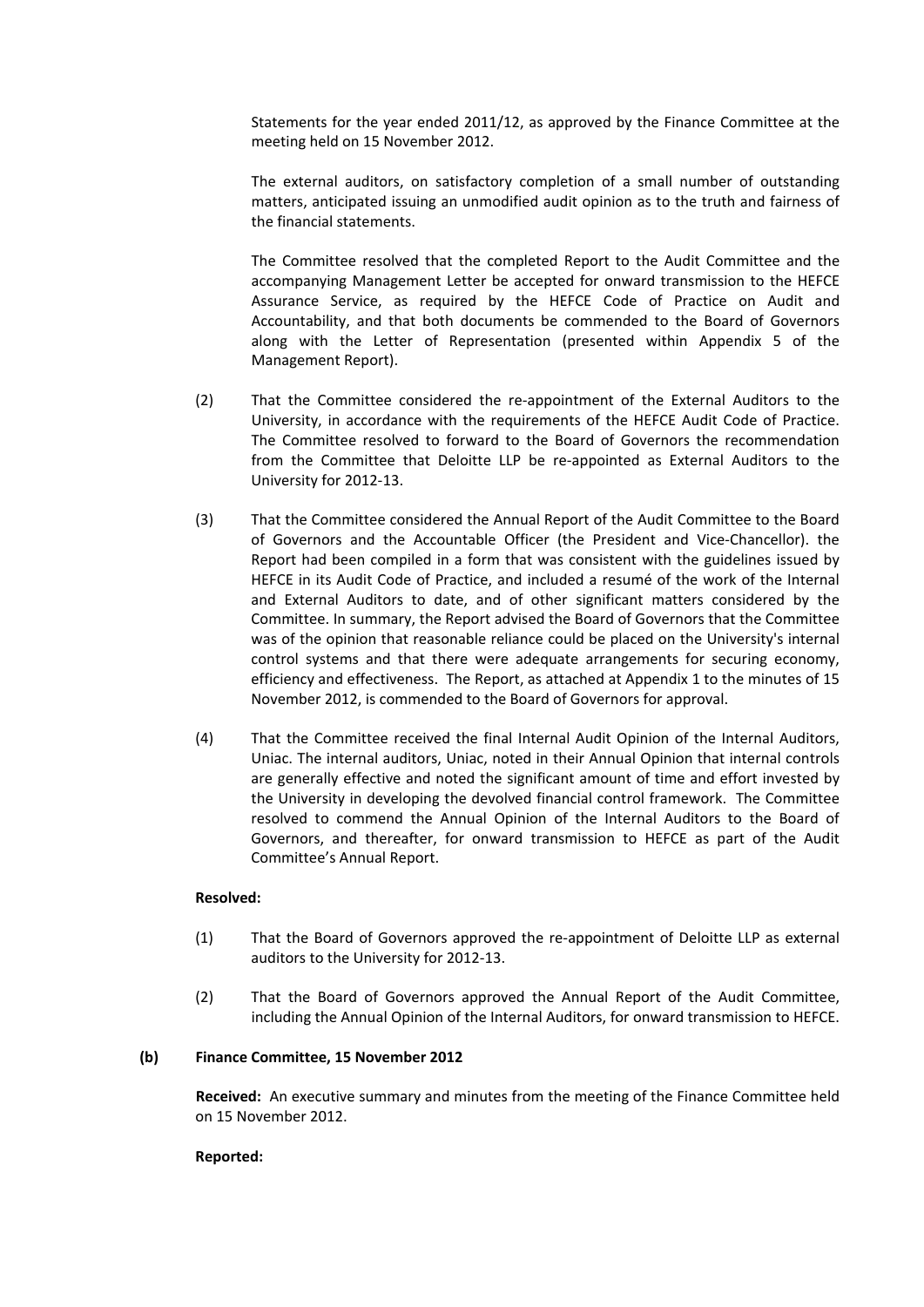Statements for the year ended 2011/12, as approved by the Finance Committee at the meeting held on 15 November 2012.

The external auditors, on satisfactory completion of a small number of outstanding matters, anticipated issuing an unmodified audit opinion as to the truth and fairness of the financial statements.

The Committee resolved that the completed Report to the Audit Committee and the accompanying Management Letter be accepted for onward transmission to the HEFCE Assurance Service, as required by the HEFCE Code of Practice on Audit and Accountability, and that both documents be commended to the Board of Governors along with the Letter of Representation (presented within Appendix 5 of the Management Report).

(2) That the Committee considered the re-appointment of the External Auditors to the University, in accordance with the requirements of the HEFCE Audit Code of Practice. The Committee resolved to forward to the Board of Governors the recommendation from the Committee that Deloitte LLP be re-appointed as External Auditors to the University for 2012-13.

(3) That the Committee considered the Annual Report of the Audit Committee to the Board of Governors and the Accountable Officer (the President and Vice-Chancellor). the Report had been compiled in a form that was consistent with the guidelines issued by HEFCE in its Audit Code of Practice, and included a resumé of the work of the Internal and External Auditors to date, and of other significant matters considered by the Committee. In summary, the Report advised the Board of Governors that the Committee was of the opinion that reasonable reliance could be placed on the University's internal control systems and that there were adequate arrangements for securing economy, efficiency and effectiveness. The Report, as attached at Appendix 1 to the minutes of 15 November 2012, is commended to the Board of Governors for approval.

(4) That the Committee received the final Internal Audit Opinion of the Internal Auditors, Uniac. The internal auditors, Uniac, noted in their Annual Opinion that internal controls are generally effective and noted the significant amount of time and effort invested by the University in developing the devolved financial control framework. The Committee resolved to commend the Annual Opinion of the Internal Auditors to the Board of Governors, and thereafter, for onward transmission to HEFCE as part of the Audit Committee's Annual Report.

**Resolved:**

(1) That the Board of Governors approved the re-appointment of Deloitte LLP as external auditors to the University for 2012-13.

(2) That the Board of Governors approved the Annual Report of the Audit Committee, including the Annual Opinion of the Internal Auditors, for onward transmission to HEFCE.

**(b) Finance Committee, 15 November 2012**

**Received:** An executive summary and minutes from the meeting of the Finance Committee held on 15 November 2012.

**Reported:**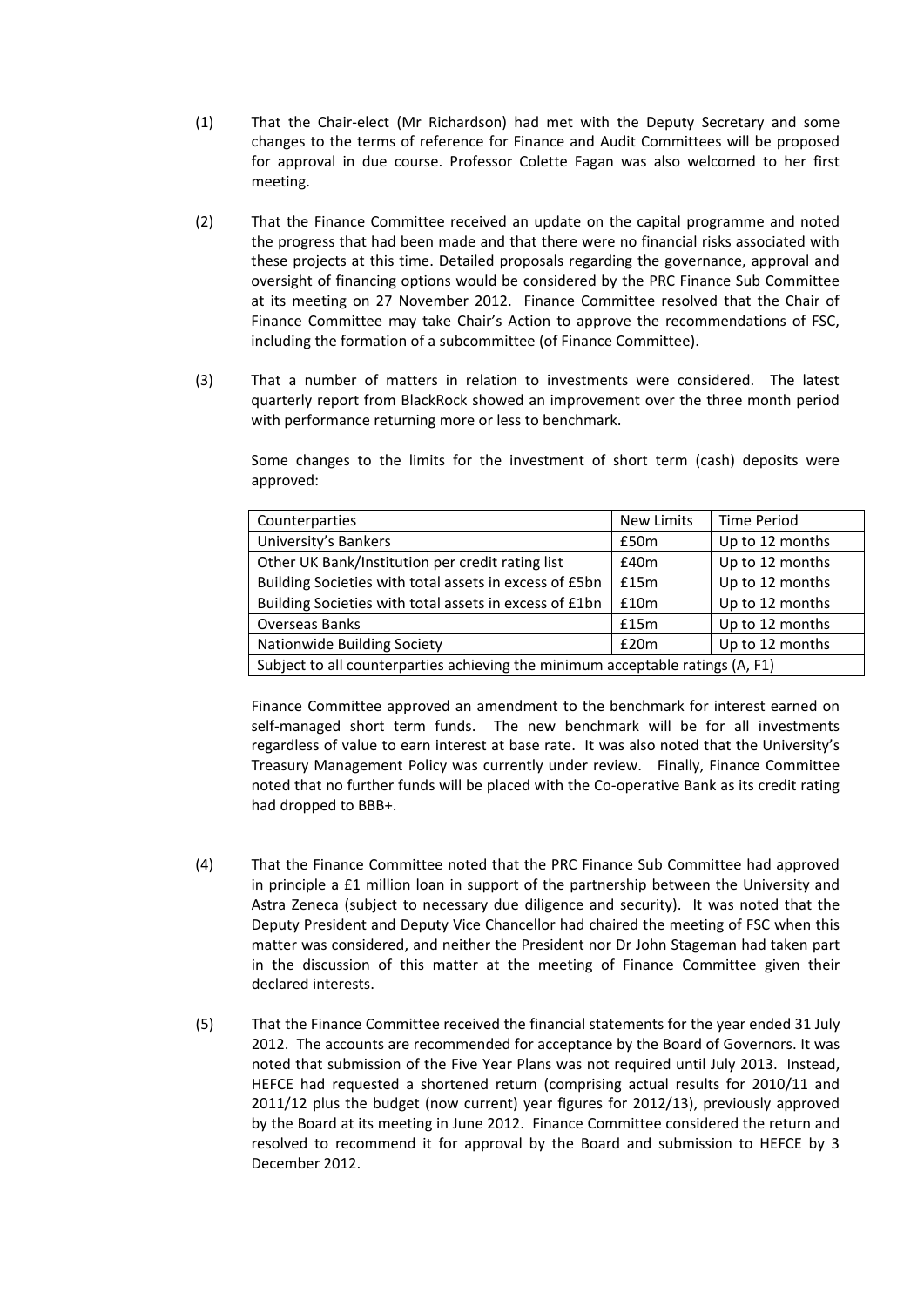(1) That the Chair-elect (Mr Richardson) had met with the Deputy Secretary and some changes to the terms of reference for Finance and Audit Committees will be proposed for approval in due course. Professor Colette Fagan was also welcomed to her first meeting.

(2) That the Finance Committee received an update on the capital programme and noted the progress that had been made and that there were no financial risks associated with these projects at this time. Detailed proposals regarding the governance, approval and oversight of financing options would be considered by the PRC Finance Sub Committee at its meeting on 27 November 2012. Finance Committee resolved that the Chair of Finance Committee may take Chair's Action to approve the recommendations of FSC, including the formation of a subcommittee (of Finance Committee).

(3) That a number of matters in relation to investments were considered. The latest quarterly report from BlackRock showed an improvement over the three month period with performance returning more or less to benchmark.

Some changes to the limits for the investment of short term (cash) deposits were approved:

| Counterparties | New Limits | Time Period |
|---|---|---|
| University's Bankers | £50m | Up to 12 months |
| Other UK Bank/Institution per credit rating list | £40m | Up to 12 months |
| Building Societies with total assets in excess of £5bn | £15m | Up to 12 months |
| Building Societies with total assets in excess of £1bn | £10m | Up to 12 months |
| Overseas Banks | £15m | Up to 12 months |
| Nationwide Building Society | £20m | Up to 12 months |
| Subject to all counterparties achieving the minimum acceptable ratings (A, F1) | | |

Finance Committee approved an amendment to the benchmark for interest earned on self-managed short term funds. The new benchmark will be for all investments regardless of value to earn interest at base rate. It was also noted that the University's Treasury Management Policy was currently under review. Finally, Finance Committee noted that no further funds will be placed with the Co-operative Bank as its credit rating had dropped to BBB+.

(4) That the Finance Committee noted that the PRC Finance Sub Committee had approved in principle a £1 million loan in support of the partnership between the University and Astra Zeneca (subject to necessary due diligence and security). It was noted that the Deputy President and Deputy Vice Chancellor had chaired the meeting of FSC when this matter was considered, and neither the President nor Dr John Stageman had taken part in the discussion of this matter at the meeting of Finance Committee given their declared interests.

(5) That the Finance Committee received the financial statements for the year ended 31 July 2012. The accounts are recommended for acceptance by the Board of Governors. It was noted that submission of the Five Year Plans was not required until July 2013. Instead, HEFCE had requested a shortened return (comprising actual results for 2010/11 and 2011/12 plus the budget (now current) year figures for 2012/13), previously approved by the Board at its meeting in June 2012. Finance Committee considered the return and resolved to recommend it for approval by the Board and submission to HEFCE by 3 December 2012.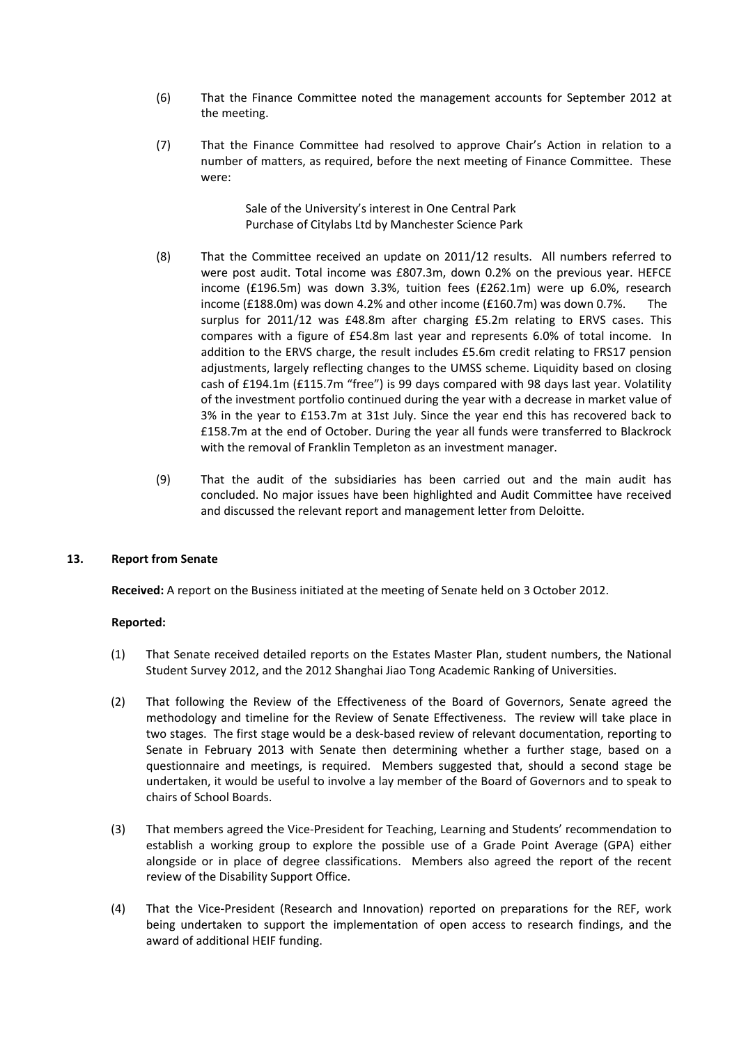(6) That the Finance Committee noted the management accounts for September 2012 at the meeting.

(7) That the Finance Committee had resolved to approve Chair's Action in relation to a number of matters, as required, before the next meeting of Finance Committee. These were:

Sale of the University's interest in One Central Park
Purchase of Citylabs Ltd by Manchester Science Park

(8) That the Committee received an update on 2011/12 results. All numbers referred to were post audit. Total income was £807.3m, down 0.2% on the previous year. HEFCE income (£196.5m) was down 3.3%, tuition fees (£262.1m) were up 6.0%, research income (£188.0m) was down 4.2% and other income (£160.7m) was down 0.7%. The surplus for 2011/12 was £48.8m after charging £5.2m relating to ERVS cases. This compares with a figure of £54.8m last year and represents 6.0% of total income. In addition to the ERVS charge, the result includes £5.6m credit relating to FRS17 pension adjustments, largely reflecting changes to the UMSS scheme. Liquidity based on closing cash of £194.1m (£115.7m "free") is 99 days compared with 98 days last year. Volatility of the investment portfolio continued during the year with a decrease in market value of 3% in the year to £153.7m at 31st July. Since the year end this has recovered back to £158.7m at the end of October. During the year all funds were transferred to Blackrock with the removal of Franklin Templeton as an investment manager.

(9) That the audit of the subsidiaries has been carried out and the main audit has concluded. No major issues have been highlighted and Audit Committee have received and discussed the relevant report and management letter from Deloitte.

## 13. Report from Senate

**Received:** A report on the Business initiated at the meeting of Senate held on 3 October 2012.

**Reported:**

(1) That Senate received detailed reports on the Estates Master Plan, student numbers, the National Student Survey 2012, and the 2012 Shanghai Jiao Tong Academic Ranking of Universities.

(2) That following the Review of the Effectiveness of the Board of Governors, Senate agreed the methodology and timeline for the Review of Senate Effectiveness. The review will take place in two stages. The first stage would be a desk-based review of relevant documentation, reporting to Senate in February 2013 with Senate then determining whether a further stage, based on a questionnaire and meetings, is required. Members suggested that, should a second stage be undertaken, it would be useful to involve a lay member of the Board of Governors and to speak to chairs of School Boards.

(3) That members agreed the Vice-President for Teaching, Learning and Students' recommendation to establish a working group to explore the possible use of a Grade Point Average (GPA) either alongside or in place of degree classifications. Members also agreed the report of the recent review of the Disability Support Office.

(4) That the Vice-President (Research and Innovation) reported on preparations for the REF, work being undertaken to support the implementation of open access to research findings, and the award of additional HEIF funding.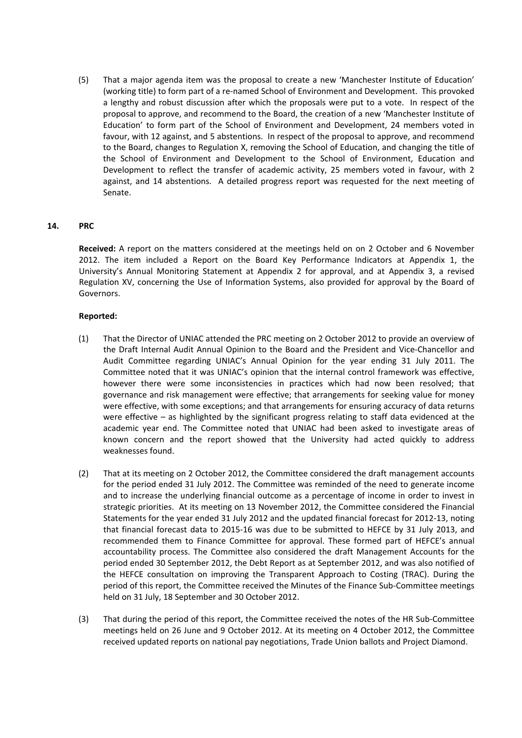(5) That a major agenda item was the proposal to create a new 'Manchester Institute of Education' (working title) to form part of a re-named School of Environment and Development. This provoked a lengthy and robust discussion after which the proposals were put to a vote. In respect of the proposal to approve, and recommend to the Board, the creation of a new 'Manchester Institute of Education' to form part of the School of Environment and Development, 24 members voted in favour, with 12 against, and 5 abstentions. In respect of the proposal to approve, and recommend to the Board, changes to Regulation X, removing the School of Education, and changing the title of the School of Environment and Development to the School of Environment, Education and Development to reflect the transfer of academic activity, 25 members voted in favour, with 2 against, and 14 abstentions. A detailed progress report was requested for the next meeting of Senate.

## 14. PRC

**Received:** A report on the matters considered at the meetings held on on 2 October and 6 November 2012. The item included a Report on the Board Key Performance Indicators at Appendix 1, the University's Annual Monitoring Statement at Appendix 2 for approval, and at Appendix 3, a revised Regulation XV, concerning the Use of Information Systems, also provided for approval by the Board of Governors.

**Reported:**

(1) That the Director of UNIAC attended the PRC meeting on 2 October 2012 to provide an overview of the Draft Internal Audit Annual Opinion to the Board and the President and Vice-Chancellor and Audit Committee regarding UNIAC's Annual Opinion for the year ending 31 July 2011. The Committee noted that it was UNIAC's opinion that the internal control framework was effective, however there were some inconsistencies in practices which had now been resolved; that governance and risk management were effective; that arrangements for seeking value for money were effective, with some exceptions; and that arrangements for ensuring accuracy of data returns were effective – as highlighted by the significant progress relating to staff data evidenced at the academic year end. The Committee noted that UNIAC had been asked to investigate areas of known concern and the report showed that the University had acted quickly to address weaknesses found.

(2) That at its meeting on 2 October 2012, the Committee considered the draft management accounts for the period ended 31 July 2012. The Committee was reminded of the need to generate income and to increase the underlying financial outcome as a percentage of income in order to invest in strategic priorities. At its meeting on 13 November 2012, the Committee considered the Financial Statements for the year ended 31 July 2012 and the updated financial forecast for 2012-13, noting that financial forecast data to 2015-16 was due to be submitted to HEFCE by 31 July 2013, and recommended them to Finance Committee for approval. These formed part of HEFCE's annual accountability process. The Committee also considered the draft Management Accounts for the period ended 30 September 2012, the Debt Report as at September 2012, and was also notified of the HEFCE consultation on improving the Transparent Approach to Costing (TRAC). During the period of this report, the Committee received the Minutes of the Finance Sub-Committee meetings held on 31 July, 18 September and 30 October 2012.

(3) That during the period of this report, the Committee received the notes of the HR Sub-Committee meetings held on 26 June and 9 October 2012. At its meeting on 4 October 2012, the Committee received updated reports on national pay negotiations, Trade Union ballots and Project Diamond.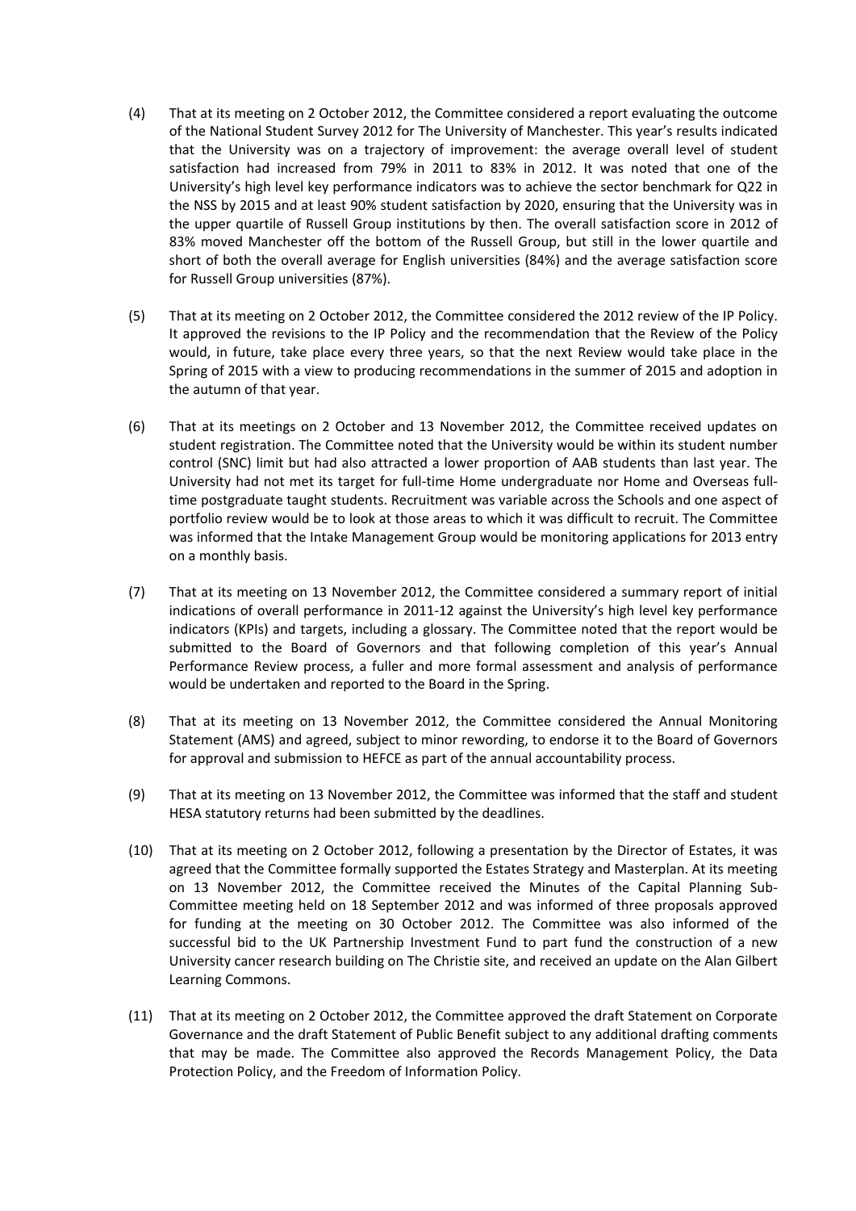(4) That at its meeting on 2 October 2012, the Committee considered a report evaluating the outcome of the National Student Survey 2012 for The University of Manchester. This year's results indicated that the University was on a trajectory of improvement: the average overall level of student satisfaction had increased from 79% in 2011 to 83% in 2012. It was noted that one of the University's high level key performance indicators was to achieve the sector benchmark for Q22 in the NSS by 2015 and at least 90% student satisfaction by 2020, ensuring that the University was in the upper quartile of Russell Group institutions by then. The overall satisfaction score in 2012 of 83% moved Manchester off the bottom of the Russell Group, but still in the lower quartile and short of both the overall average for English universities (84%) and the average satisfaction score for Russell Group universities (87%).

(5) That at its meeting on 2 October 2012, the Committee considered the 2012 review of the IP Policy. It approved the revisions to the IP Policy and the recommendation that the Review of the Policy would, in future, take place every three years, so that the next Review would take place in the Spring of 2015 with a view to producing recommendations in the summer of 2015 and adoption in the autumn of that year.

(6) That at its meetings on 2 October and 13 November 2012, the Committee received updates on student registration. The Committee noted that the University would be within its student number control (SNC) limit but had also attracted a lower proportion of AAB students than last year. The University had not met its target for full-time Home undergraduate nor Home and Overseas full-time postgraduate taught students. Recruitment was variable across the Schools and one aspect of portfolio review would be to look at those areas to which it was difficult to recruit. The Committee was informed that the Intake Management Group would be monitoring applications for 2013 entry on a monthly basis.

(7) That at its meeting on 13 November 2012, the Committee considered a summary report of initial indications of overall performance in 2011-12 against the University's high level key performance indicators (KPIs) and targets, including a glossary. The Committee noted that the report would be submitted to the Board of Governors and that following completion of this year's Annual Performance Review process, a fuller and more formal assessment and analysis of performance would be undertaken and reported to the Board in the Spring.

(8) That at its meeting on 13 November 2012, the Committee considered the Annual Monitoring Statement (AMS) and agreed, subject to minor rewording, to endorse it to the Board of Governors for approval and submission to HEFCE as part of the annual accountability process.

(9) That at its meeting on 13 November 2012, the Committee was informed that the staff and student HESA statutory returns had been submitted by the deadlines.

(10) That at its meeting on 2 October 2012, following a presentation by the Director of Estates, it was agreed that the Committee formally supported the Estates Strategy and Masterplan. At its meeting on 13 November 2012, the Committee received the Minutes of the Capital Planning Sub-Committee meeting held on 18 September 2012 and was informed of three proposals approved for funding at the meeting on 30 October 2012. The Committee was also informed of the successful bid to the UK Partnership Investment Fund to part fund the construction of a new University cancer research building on The Christie site, and received an update on the Alan Gilbert Learning Commons.

(11) That at its meeting on 2 October 2012, the Committee approved the draft Statement on Corporate Governance and the draft Statement of Public Benefit subject to any additional drafting comments that may be made. The Committee also approved the Records Management Policy, the Data Protection Policy, and the Freedom of Information Policy.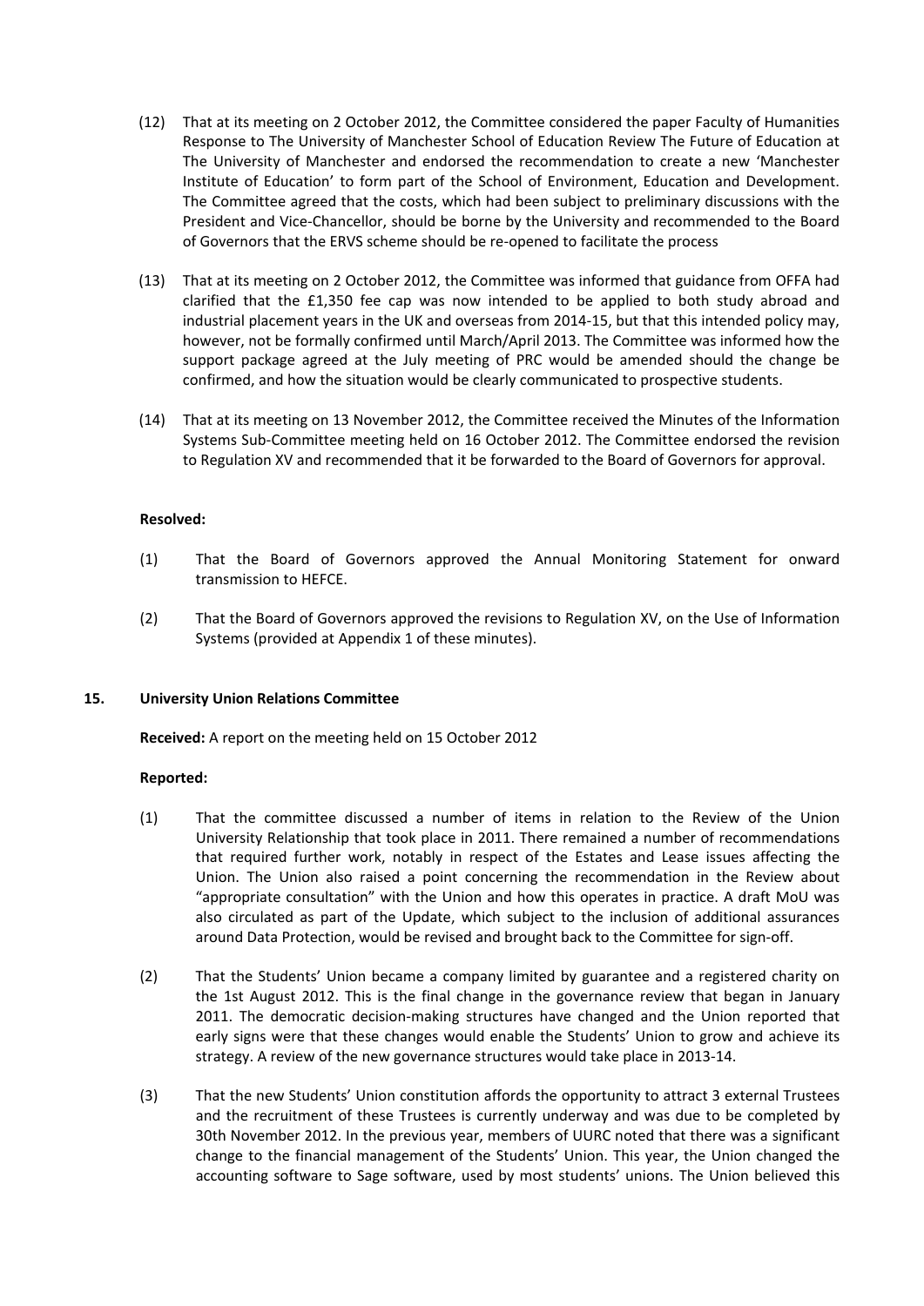(12) That at its meeting on 2 October 2012, the Committee considered the paper Faculty of Humanities Response to The University of Manchester School of Education Review The Future of Education at The University of Manchester and endorsed the recommendation to create a new 'Manchester Institute of Education' to form part of the School of Environment, Education and Development. The Committee agreed that the costs, which had been subject to preliminary discussions with the President and Vice-Chancellor, should be borne by the University and recommended to the Board of Governors that the ERVS scheme should be re-opened to facilitate the process

(13) That at its meeting on 2 October 2012, the Committee was informed that guidance from OFFA had clarified that the £1,350 fee cap was now intended to be applied to both study abroad and industrial placement years in the UK and overseas from 2014-15, but that this intended policy may, however, not be formally confirmed until March/April 2013. The Committee was informed how the support package agreed at the July meeting of PRC would be amended should the change be confirmed, and how the situation would be clearly communicated to prospective students.

(14) That at its meeting on 13 November 2012, the Committee received the Minutes of the Information Systems Sub-Committee meeting held on 16 October 2012. The Committee endorsed the revision to Regulation XV and recommended that it be forwarded to the Board of Governors for approval.

**Resolved:**

(1) That the Board of Governors approved the Annual Monitoring Statement for onward transmission to HEFCE.

(2) That the Board of Governors approved the revisions to Regulation XV, on the Use of Information Systems (provided at Appendix 1 of these minutes).

**15. University Union Relations Committee**

**Received:** A report on the meeting held on 15 October 2012

**Reported:**

(1) That the committee discussed a number of items in relation to the Review of the Union University Relationship that took place in 2011. There remained a number of recommendations that required further work, notably in respect of the Estates and Lease issues affecting the Union. The Union also raised a point concerning the recommendation in the Review about "appropriate consultation" with the Union and how this operates in practice. A draft MoU was also circulated as part of the Update, which subject to the inclusion of additional assurances around Data Protection, would be revised and brought back to the Committee for sign-off.

(2) That the Students' Union became a company limited by guarantee and a registered charity on the 1st August 2012. This is the final change in the governance review that began in January 2011. The democratic decision-making structures have changed and the Union reported that early signs were that these changes would enable the Students' Union to grow and achieve its strategy. A review of the new governance structures would take place in 2013-14.

(3) That the new Students' Union constitution affords the opportunity to attract 3 external Trustees and the recruitment of these Trustees is currently underway and was due to be completed by 30th November 2012. In the previous year, members of UURC noted that there was a significant change to the financial management of the Students' Union. This year, the Union changed the accounting software to Sage software, used by most students' unions. The Union believed this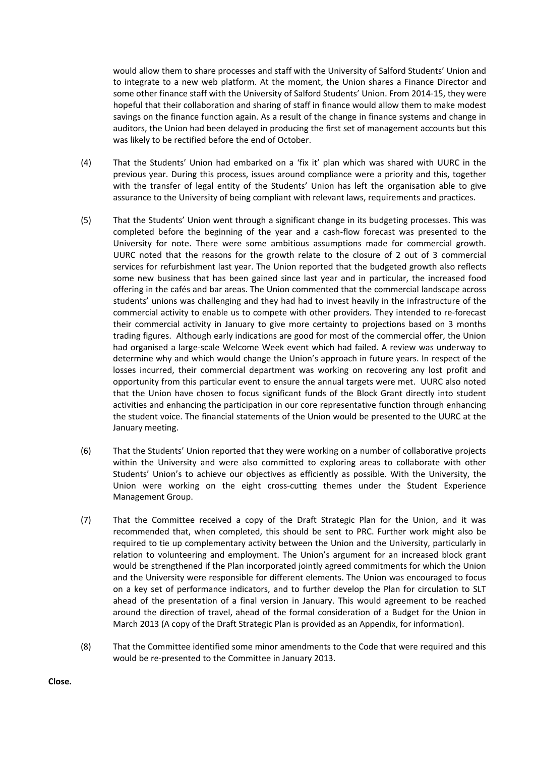would allow them to share processes and staff with the University of Salford Students' Union and to integrate to a new web platform. At the moment, the Union shares a Finance Director and some other finance staff with the University of Salford Students' Union. From 2014-15, they were hopeful that their collaboration and sharing of staff in finance would allow them to make modest savings on the finance function again. As a result of the change in finance systems and change in auditors, the Union had been delayed in producing the first set of management accounts but this was likely to be rectified before the end of October.

(4) That the Students' Union had embarked on a 'fix it' plan which was shared with UURC in the previous year. During this process, issues around compliance were a priority and this, together with the transfer of legal entity of the Students' Union has left the organisation able to give assurance to the University of being compliant with relevant laws, requirements and practices.

(5) That the Students' Union went through a significant change in its budgeting processes. This was completed before the beginning of the year and a cash-flow forecast was presented to the University for note. There were some ambitious assumptions made for commercial growth. UURC noted that the reasons for the growth relate to the closure of 2 out of 3 commercial services for refurbishment last year. The Union reported that the budgeted growth also reflects some new business that has been gained since last year and in particular, the increased food offering in the cafés and bar areas. The Union commented that the commercial landscape across students' unions was challenging and they had had to invest heavily in the infrastructure of the commercial activity to enable us to compete with other providers. They intended to re-forecast their commercial activity in January to give more certainty to projections based on 3 months trading figures. Although early indications are good for most of the commercial offer, the Union had organised a large-scale Welcome Week event which had failed. A review was underway to determine why and which would change the Union's approach in future years. In respect of the losses incurred, their commercial department was working on recovering any lost profit and opportunity from this particular event to ensure the annual targets were met. UURC also noted that the Union have chosen to focus significant funds of the Block Grant directly into student activities and enhancing the participation in our core representative function through enhancing the student voice. The financial statements of the Union would be presented to the UURC at the January meeting.

(6) That the Students' Union reported that they were working on a number of collaborative projects within the University and were also committed to exploring areas to collaborate with other Students' Union's to achieve our objectives as efficiently as possible. With the University, the Union were working on the eight cross-cutting themes under the Student Experience Management Group.

(7) That the Committee received a copy of the Draft Strategic Plan for the Union, and it was recommended that, when completed, this should be sent to PRC. Further work might also be required to tie up complementary activity between the Union and the University, particularly in relation to volunteering and employment. The Union's argument for an increased block grant would be strengthened if the Plan incorporated jointly agreed commitments for which the Union and the University were responsible for different elements. The Union was encouraged to focus on a key set of performance indicators, and to further develop the Plan for circulation to SLT ahead of the presentation of a final version in January. This would agreement to be reached around the direction of travel, ahead of the formal consideration of a Budget for the Union in March 2013 (A copy of the Draft Strategic Plan is provided as an Appendix, for information).

(8) That the Committee identified some minor amendments to the Code that were required and this would be re-presented to the Committee in January 2013.

**Close.**